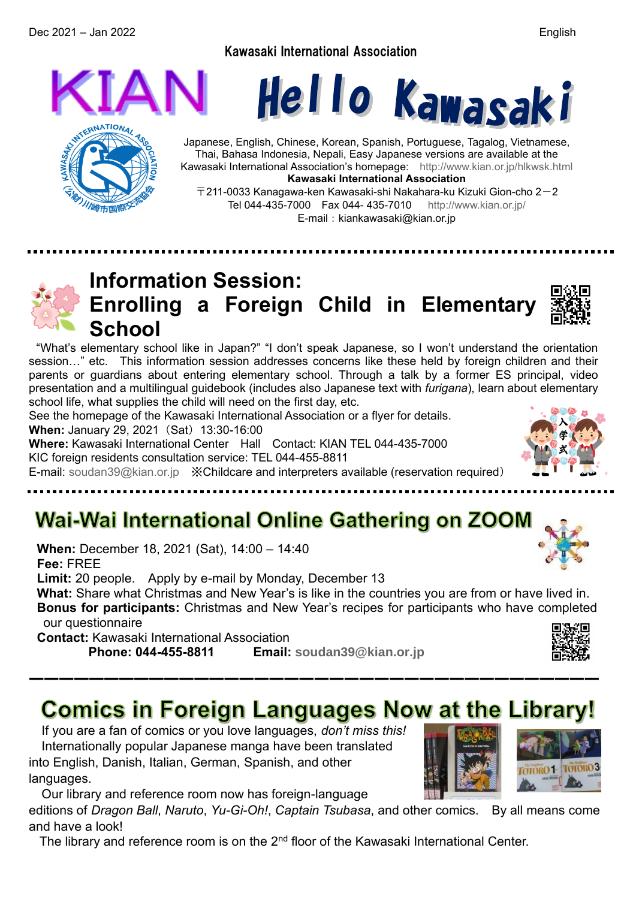Dec 2021 – Jan 2022 English

Kawasaki International Association

# KIAN Hello Kawasaki

Japanese, English, Chinese, Korean, Spanish, Portuguese, Tagalog, Vietnamese, Thai, Bahasa Indonesia, Nepali, Easy Japanese versions are available at the Kawasaki International Association's homepage: http://www.kian.or.jp/hlkwsk.html

**Kawasaki International Association**

〒211-0033 Kanagawa-ken Kawasaki-shi Nakahara-ku Kizuki Gion-cho 2－2

Tel 044-435-7000 Fax 044- 435-7010 http://www.kian.or.jp/

E-mail：kiankawasaki@kian.or.jp

## Information Session: Enrolling a Foreign Child in Elementary School

"What's elementary school like in Japan?" "I don't speak Japanese, so I won't understand the orientation session…" etc. This information session addresses concerns like these held by foreign children and their parents or guardians about entering elementary school. Through a talk by a former ES principal, video presentation and a multilingual guidebook (includes also Japanese text with *furigana*), learn about elementary school life, what supplies the child will need on the first day, etc.

See the homepage of the Kawasaki International Association or a flyer for details.

**When:** January 29, 2021（Sat）13:30-16:00

**Where:** Kawasaki International Center Hall Contact: KIAN TEL 044-435-7000

KIC foreign residents consultation service: TEL 044-455-8811

E-mail: soudan39@kian.or.jp ※Childcare and interpreters available (reservation required）

## Wai-Wai International Online Gathering on ZOOM

**When:** December 18, 2021 (Sat), 14:00 – 14:40

**Fee:** FREE

**Limit:** 20 people. Apply by e-mail by Monday, December 13

**What:** Share what Christmas and New Year's is like in the countries you are from or have lived in.

**Bonus for participants:** Christmas and New Year's recipes for participants who have completed our questionnaire

**Contact:** Kawasaki International Association

**Phone: 044-455-8811** **Email: soudan39@kian.or.jp**

## Comics in Foreign Languages Now at the Library!

If you are a fan of comics or you love languages, *don't miss this!*

Internationally popular Japanese manga have been translated into English, Danish, Italian, German, Spanish, and other languages.

Our library and reference room now has foreign-language editions of *Dragon Ball*, *Naruto*, *Yu-Gi-Oh!*, *Captain Tsubasa*, and other comics. By all means come and have a look!

The library and reference room is on the 2nd floor of the Kawasaki International Center.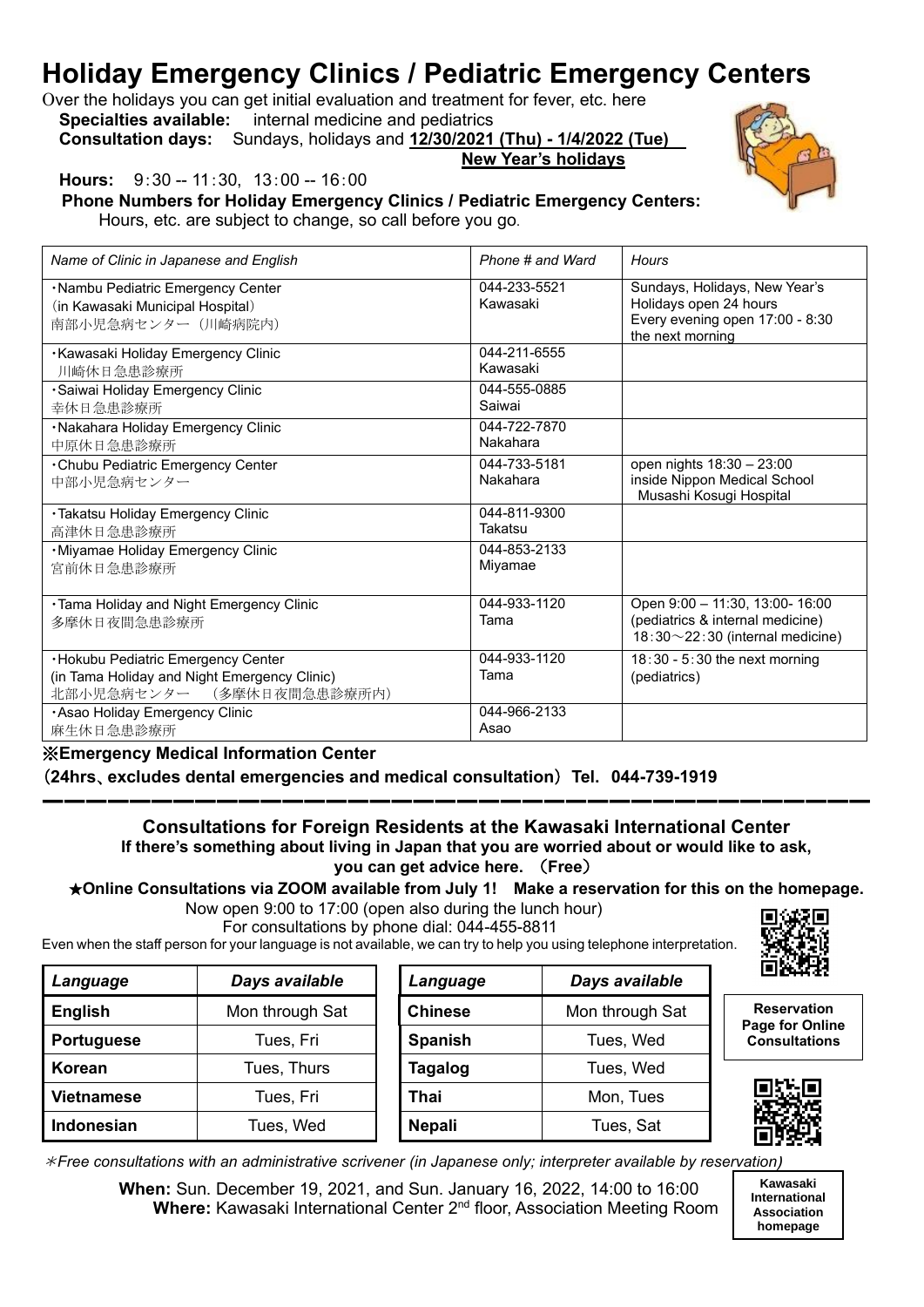# Holiday Emergency Clinics / Pediatric Emergency Centers

Over the holidays you can get initial evaluation and treatment for fever, etc. here

**Specialties available:** internal medicine and pediatrics

**Consultation days:** Sundays, holidays and **12/30/2021 (Thu) - 1/4/2022 (Tue)** **New Year's holidays**

**Hours:** 9:30 -- 11:30, 13:00 -- 16:00

**Phone Numbers for Holiday Emergency Clinics / Pediatric Emergency Centers:**

Hours, etc. are subject to change, so call before you go.

| *Name of Clinic in Japanese and English* | *Phone # and Ward* | *Hours* |
|---|---|---|
| ・Nambu Pediatric Emergency Center (in Kawasaki Municipal Hospital) 南部小児急病センター（川崎病院内） | 044-233-5521 Kawasaki | Sundays, Holidays, New Year's Holidays open 24 hours Every evening open 17:00 - 8:30 the next morning |
| ・Kawasaki Holiday Emergency Clinic 川崎休日急患診療所 | 044-211-6555 Kawasaki | |
| ・Saiwai Holiday Emergency Clinic 幸休日急患診療所 | 044-555-0885 Saiwai | |
| ・Nakahara Holiday Emergency Clinic 中原休日急患診療所 | 044-722-7870 Nakahara | |
| ・Chubu Pediatric Emergency Center 中部小児急病センター | 044-733-5181 Nakahara | open nights 18:30 – 23:00 inside Nippon Medical School Musashi Kosugi Hospital |
| ・Takatsu Holiday Emergency Clinic 高津休日急患診療所 | 044-811-9300 Takatsu | |
| ・Miyamae Holiday Emergency Clinic 宮前休日急患診療所 | 044-853-2133 Miyamae | |
| ・Tama Holiday and Night Emergency Clinic 多摩休日夜間急患診療所 | 044-933-1120 Tama | Open 9:00 – 11:30, 13:00- 16:00 (pediatrics & internal medicine) 18:30～22:30 (internal medicine) |
| ・Hokubu Pediatric Emergency Center (in Tama Holiday and Night Emergency Clinic) 北部小児急病センター （多摩休日夜間急患診療所内） | 044-933-1120 Tama | 18:30 - 5:30 the next morning (pediatrics) |
| ・Asao Holiday Emergency Clinic 麻生休日急患診療所 | 044-966-2133 Asao | |

**※Emergency Medical Information Center**

**（24hrs、excludes dental emergencies and medical consultation）Tel. 044-739-1919**

---

### Consultations for Foreign Residents at the Kawasaki International Center

**If there's something about living in Japan that you are worried about or would like to ask, you can get advice here. （Free）**

**★Online Consultations via ZOOM available from July 1! Make a reservation for this on the homepage.**

Now open 9:00 to 17:00 (open also during the lunch hour)

For consultations by phone dial: 044-455-8811

Even when the staff person for your language is not available, we can try to help you using telephone interpretation.

| *Language* | *Days available* |
|---|---|
| **English** | Mon through Sat |
| **Portuguese** | Tues, Fri |
| **Korean** | Tues, Thurs |
| **Vietnamese** | Tues, Fri |
| **Indonesian** | Tues, Wed |

| *Language* | *Days available* |
|---|---|
| **Chinese** | Mon through Sat |
| **Spanish** | Tues, Wed |
| **Tagalog** | Tues, Wed |
| **Thai** | Mon, Tues |
| **Nepali** | Tues, Sat |

**Reservation Page for Online Consultations**

*＊Free consultations with an administrative scrivener (in Japanese only; interpreter available by reservation)*

**When:** Sun. December 19, 2021, and Sun. January 16, 2022, 14:00 to 16:00

**Where:** Kawasaki International Center 2nd floor, Association Meeting Room

**Kawasaki International Association homepage**